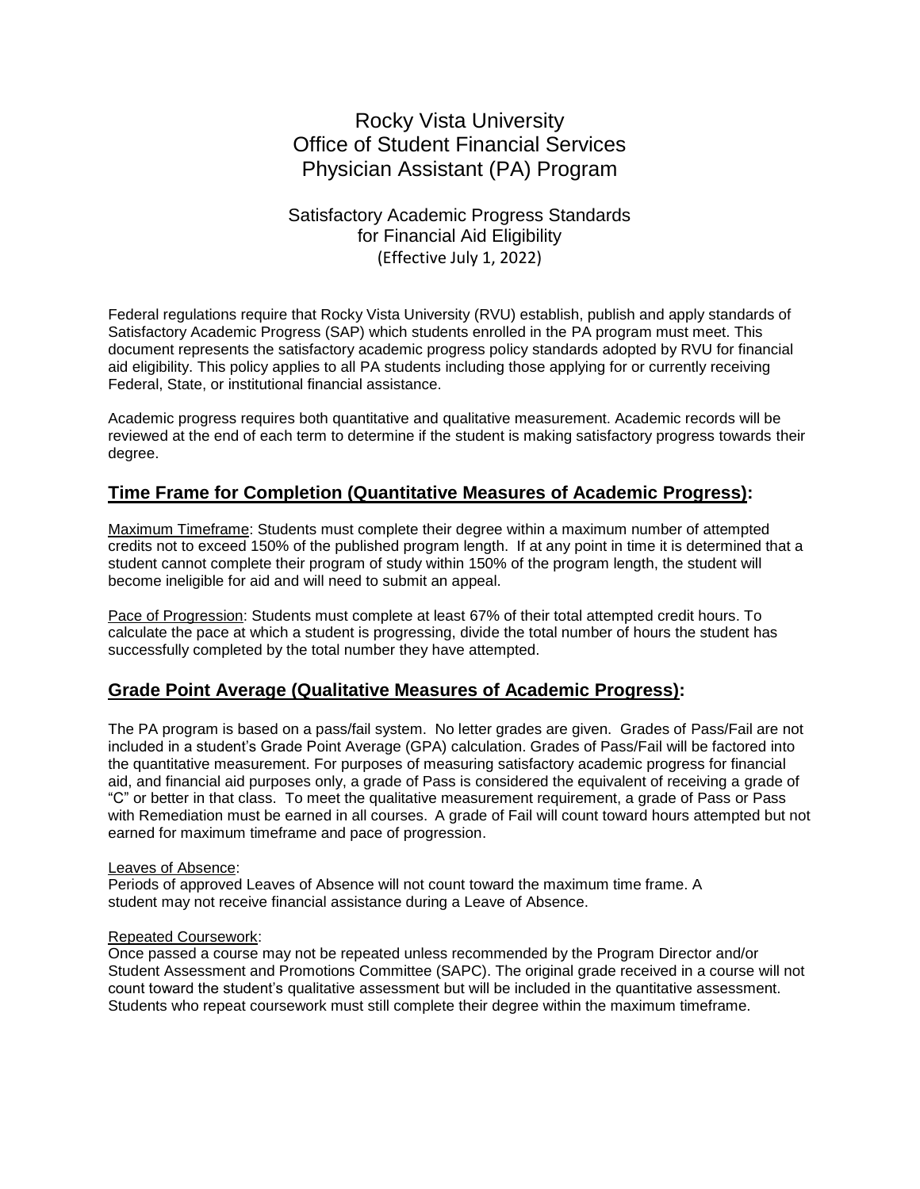# Rocky Vista University
# Office of Student Financial Services
# Physician Assistant (PA) Program

## Satisfactory Academic Progress Standards for Financial Aid Eligibility
(Effective July 1, 2022)

Federal regulations require that Rocky Vista University (RVU) establish, publish and apply standards of Satisfactory Academic Progress (SAP) which students enrolled in the PA program must meet. This document represents the satisfactory academic progress policy standards adopted by RVU for financial aid eligibility. This policy applies to all PA students including those applying for or currently receiving Federal, State, or institutional financial assistance.

Academic progress requires both quantitative and qualitative measurement. Academic records will be reviewed at the end of each term to determine if the student is making satisfactory progress towards their degree.

## Time Frame for Completion (Quantitative Measures of Academic Progress):

Maximum Timeframe: Students must complete their degree within a maximum number of attempted credits not to exceed 150% of the published program length. If at any point in time it is determined that a student cannot complete their program of study within 150% of the program length, the student will become ineligible for aid and will need to submit an appeal.

Pace of Progression: Students must complete at least 67% of their total attempted credit hours. To calculate the pace at which a student is progressing, divide the total number of hours the student has successfully completed by the total number they have attempted.

## Grade Point Average (Qualitative Measures of Academic Progress):

The PA program is based on a pass/fail system. No letter grades are given. Grades of Pass/Fail are not included in a student's Grade Point Average (GPA) calculation. Grades of Pass/Fail will be factored into the quantitative measurement. For purposes of measuring satisfactory academic progress for financial aid, and financial aid purposes only, a grade of Pass is considered the equivalent of receiving a grade of "C" or better in that class. To meet the qualitative measurement requirement, a grade of Pass or Pass with Remediation must be earned in all courses. A grade of Fail will count toward hours attempted but not earned for maximum timeframe and pace of progression.

Leaves of Absence:

Periods of approved Leaves of Absence will not count toward the maximum time frame. A student may not receive financial assistance during a Leave of Absence.

Repeated Coursework:

Once passed a course may not be repeated unless recommended by the Program Director and/or Student Assessment and Promotions Committee (SAPC). The original grade received in a course will not count toward the student's qualitative assessment but will be included in the quantitative assessment. Students who repeat coursework must still complete their degree within the maximum timeframe.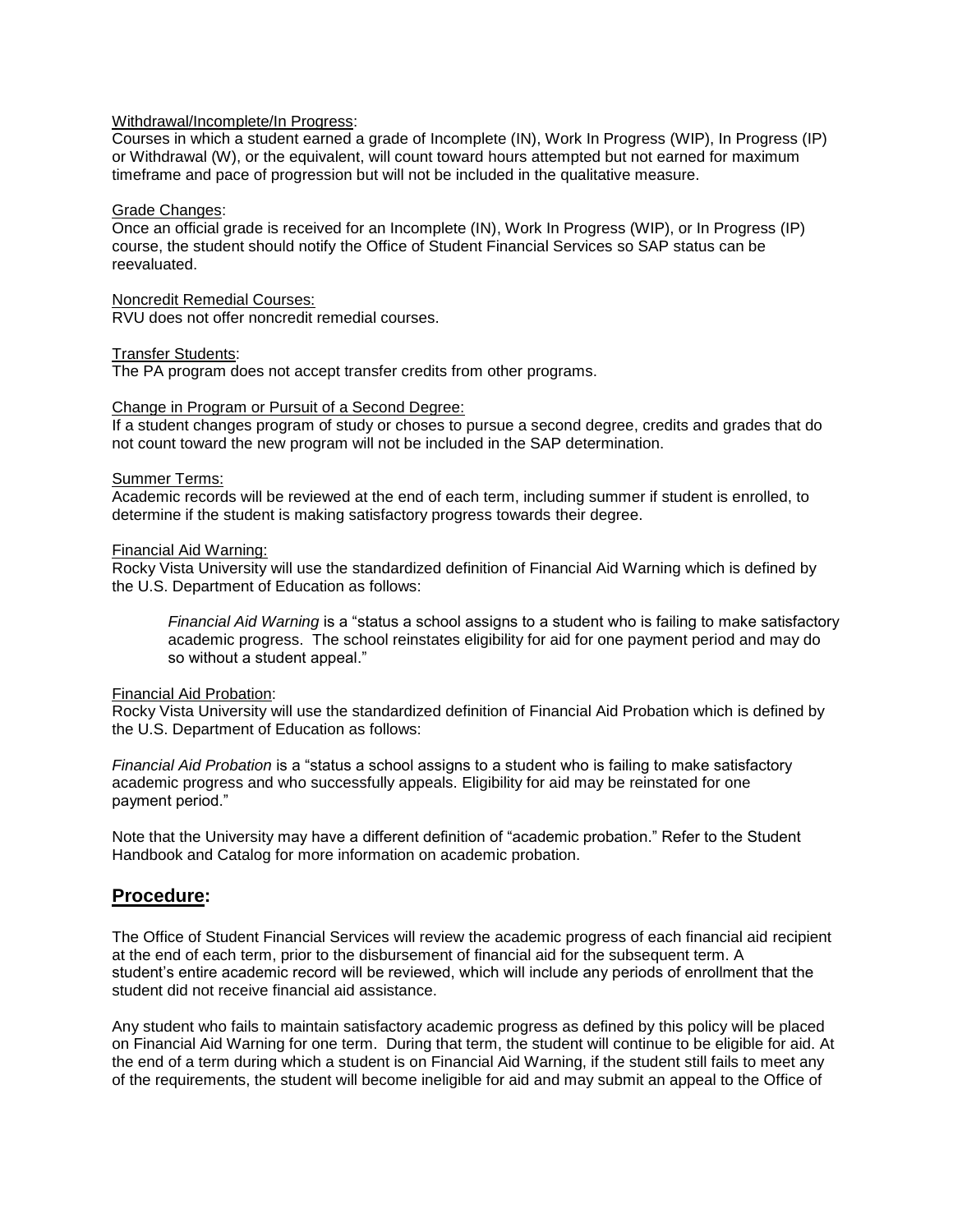Withdrawal/Incomplete/In Progress:
Courses in which a student earned a grade of Incomplete (IN), Work In Progress (WIP), In Progress (IP) or Withdrawal (W), or the equivalent, will count toward hours attempted but not earned for maximum timeframe and pace of progression but will not be included in the qualitative measure.

Grade Changes:
Once an official grade is received for an Incomplete (IN), Work In Progress (WIP), or In Progress (IP) course, the student should notify the Office of Student Financial Services so SAP status can be reevaluated.

Noncredit Remedial Courses:
RVU does not offer noncredit remedial courses.

Transfer Students:
The PA program does not accept transfer credits from other programs.

Change in Program or Pursuit of a Second Degree:
If a student changes program of study or choses to pursue a second degree, credits and grades that do not count toward the new program will not be included in the SAP determination.

Summer Terms:
Academic records will be reviewed at the end of each term, including summer if student is enrolled, to determine if the student is making satisfactory progress towards their degree.

Financial Aid Warning:
Rocky Vista University will use the standardized definition of Financial Aid Warning which is defined by the U.S. Department of Education as follows:

> *Financial Aid Warning* is a "status a school assigns to a student who is failing to make satisfactory academic progress. The school reinstates eligibility for aid for one payment period and may do so without a student appeal."

Financial Aid Probation:
Rocky Vista University will use the standardized definition of Financial Aid Probation which is defined by the U.S. Department of Education as follows:

*Financial Aid Probation* is a "status a school assigns to a student who is failing to make satisfactory academic progress and who successfully appeals. Eligibility for aid may be reinstated for one payment period."

Note that the University may have a different definition of "academic probation." Refer to the Student Handbook and Catalog for more information on academic probation.

## Procedure:

The Office of Student Financial Services will review the academic progress of each financial aid recipient at the end of each term, prior to the disbursement of financial aid for the subsequent term. A student's entire academic record will be reviewed, which will include any periods of enrollment that the student did not receive financial aid assistance.

Any student who fails to maintain satisfactory academic progress as defined by this policy will be placed on Financial Aid Warning for one term. During that term, the student will continue to be eligible for aid. At the end of a term during which a student is on Financial Aid Warning, if the student still fails to meet any of the requirements, the student will become ineligible for aid and may submit an appeal to the Office of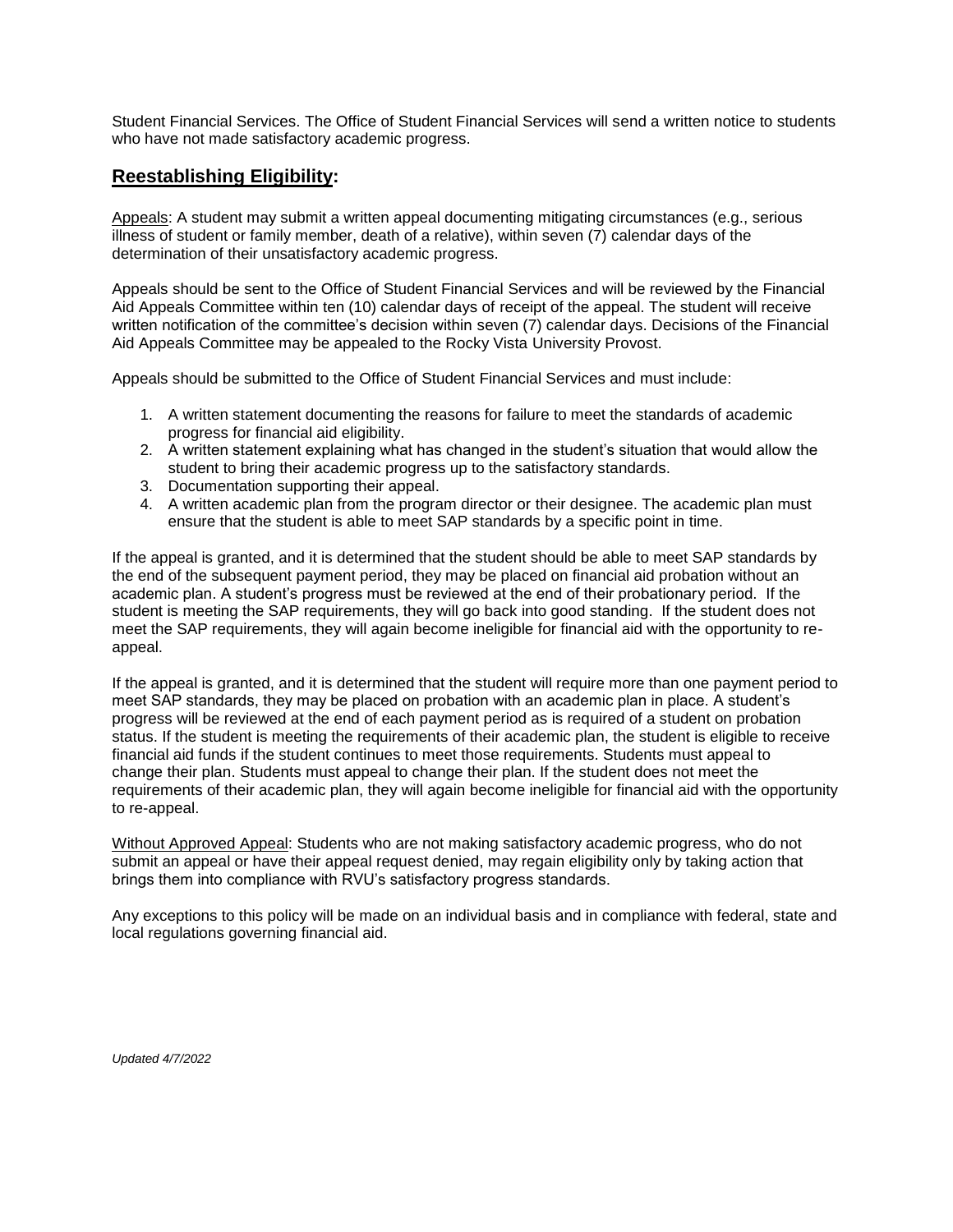Student Financial Services. The Office of Student Financial Services will send a written notice to students who have not made satisfactory academic progress.

## **Reestablishing Eligibility:**

Appeals: A student may submit a written appeal documenting mitigating circumstances (e.g., serious illness of student or family member, death of a relative), within seven (7) calendar days of the determination of their unsatisfactory academic progress.

Appeals should be sent to the Office of Student Financial Services and will be reviewed by the Financial Aid Appeals Committee within ten (10) calendar days of receipt of the appeal. The student will receive written notification of the committee's decision within seven (7) calendar days. Decisions of the Financial Aid Appeals Committee may be appealed to the Rocky Vista University Provost.

Appeals should be submitted to the Office of Student Financial Services and must include:

1. A written statement documenting the reasons for failure to meet the standards of academic progress for financial aid eligibility.
2. A written statement explaining what has changed in the student's situation that would allow the student to bring their academic progress up to the satisfactory standards.
3. Documentation supporting their appeal.
4. A written academic plan from the program director or their designee. The academic plan must ensure that the student is able to meet SAP standards by a specific point in time.

If the appeal is granted, and it is determined that the student should be able to meet SAP standards by the end of the subsequent payment period, they may be placed on financial aid probation without an academic plan. A student's progress must be reviewed at the end of their probationary period. If the student is meeting the SAP requirements, they will go back into good standing. If the student does not meet the SAP requirements, they will again become ineligible for financial aid with the opportunity to re-appeal.

If the appeal is granted, and it is determined that the student will require more than one payment period to meet SAP standards, they may be placed on probation with an academic plan in place. A student's progress will be reviewed at the end of each payment period as is required of a student on probation status. If the student is meeting the requirements of their academic plan, the student is eligible to receive financial aid funds if the student continues to meet those requirements. Students must appeal to change their plan. Students must appeal to change their plan. If the student does not meet the requirements of their academic plan, they will again become ineligible for financial aid with the opportunity to re-appeal.

Without Approved Appeal: Students who are not making satisfactory academic progress, who do not submit an appeal or have their appeal request denied, may regain eligibility only by taking action that brings them into compliance with RVU's satisfactory progress standards.

Any exceptions to this policy will be made on an individual basis and in compliance with federal, state and local regulations governing financial aid.

*Updated 4/7/2022*